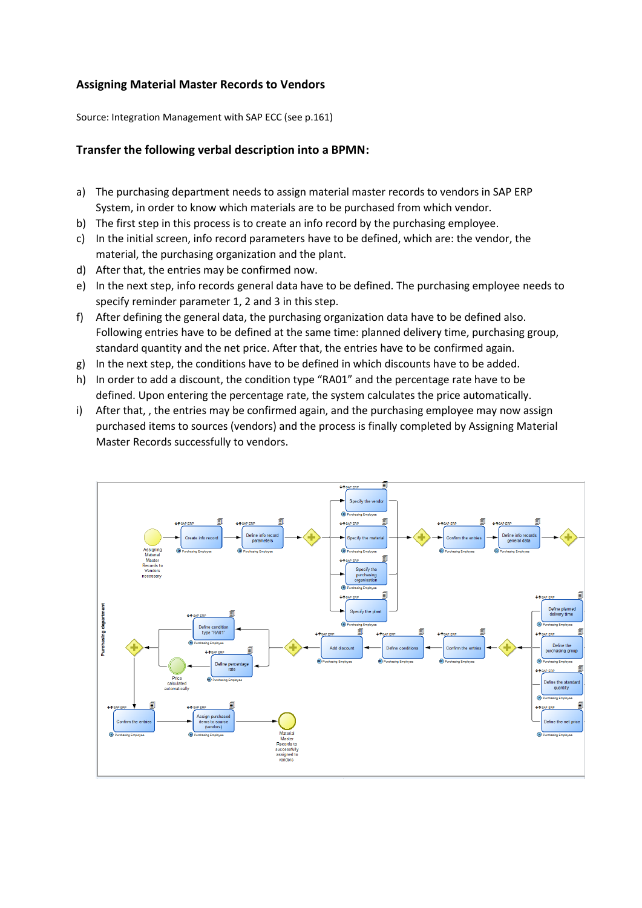### Assigning Material Master Records to Vendors

Source: Integration Management with SAP ECC (see p.161)

### Transfer the following verbal description into a BPMN:

a) The purchasing department needs to assign material master records to vendors in SAP ERP System, in order to know which materials are to be purchased from which vendor.

b) The first step in this process is to create an info record by the purchasing employee.

c) In the initial screen, info record parameters have to be defined, which are: the vendor, the material, the purchasing organization and the plant.

d) After that, the entries may be confirmed now.

e) In the next step, info records general data have to be defined. The purchasing employee needs to specify reminder parameter 1, 2 and 3 in this step.

f) After defining the general data, the purchasing organization data have to be defined also. Following entries have to be defined at the same time: planned delivery time, purchasing group, standard quantity and the net price. After that, the entries have to be confirmed again.

g) In the next step, the conditions have to be defined in which discounts have to be added.

h) In order to add a discount, the condition type "RA01" and the percentage rate have to be defined. Upon entering the percentage rate, the system calculates the price automatically.

i) After that, , the entries may be confirmed again, and the purchasing employee may now assign purchased items to sources (vendors) and the process is finally completed by Assigning Material Master Records successfully to vendors.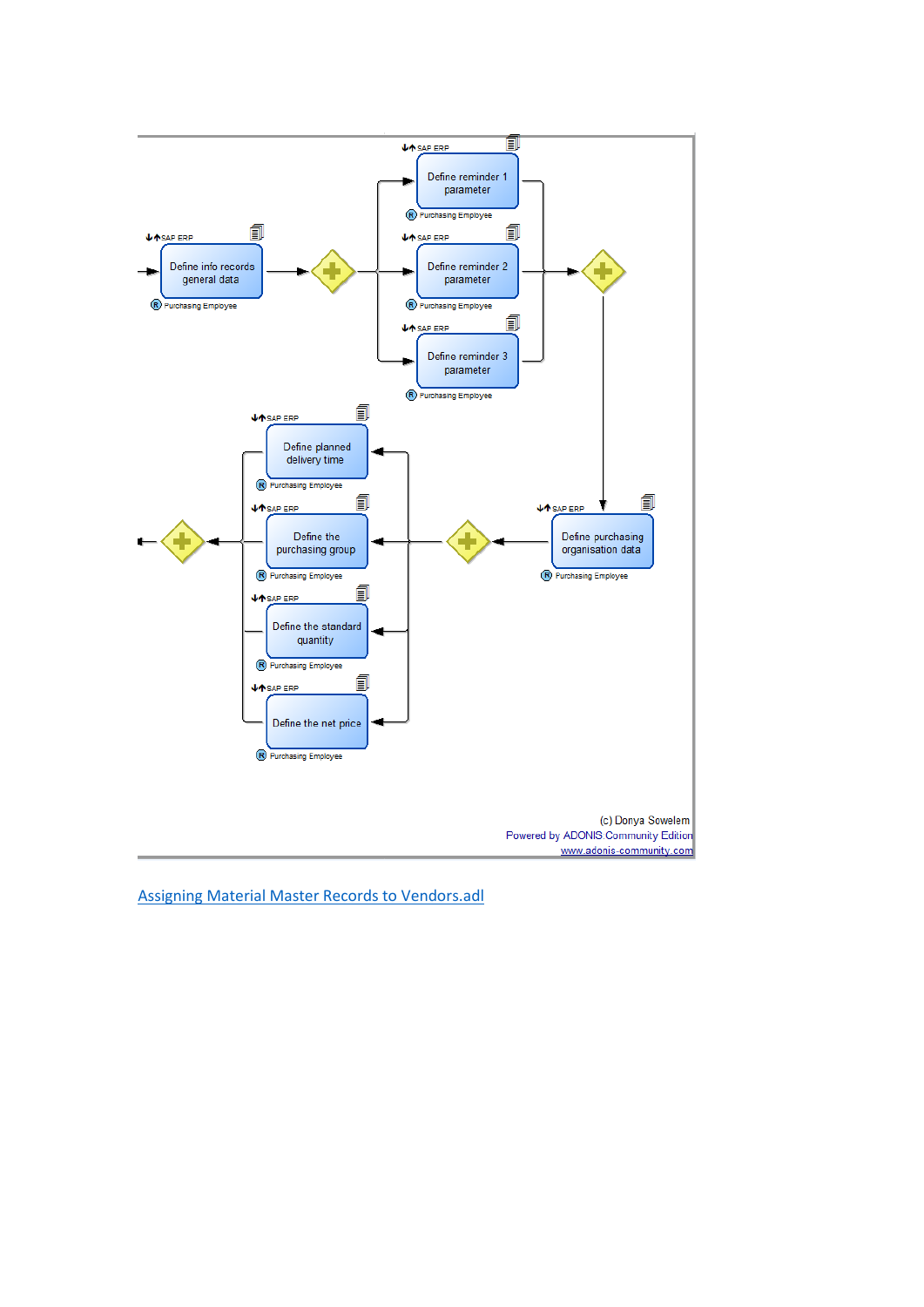SAP ERP

Define reminder 1 parameter

Purchasing Employee

SAP ERP

Define info records general data

Purchasing Employee

SAP ERP

Define reminder 2 parameter

Purchasing Employee

SAP ERP

Define reminder 3 parameter

Purchasing Employee

SAP ERP

Define planned delivery time

Purchasing Employee

SAP ERP

Define the purchasing group

Purchasing Employee

SAP ERP

Define purchasing organisation data

Purchasing Employee

SAP ERP

Define the standard quantity

Purchasing Employee

SAP ERP

Define the net price

Purchasing Employee

(c) Donya Sowelem

Powered by ADONIS Community Edition

www.adonis-community.com

Assigning Material Master Records to Vendors.adl